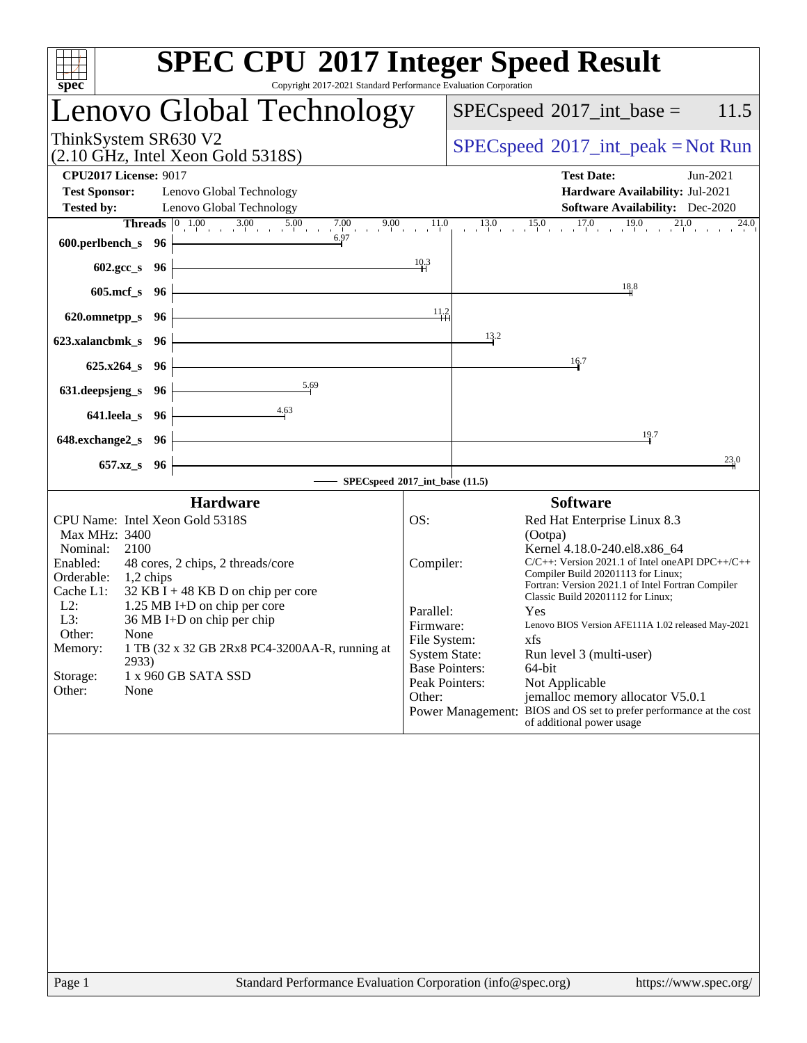# SPEC CPU 2017 Integer Speed Result

Copyright 2017-2021 Standard Performance Evaluation Corporation

## Lenovo Global Technology

ThinkSystem SR630 V2
(2.10 GHz, Intel Xeon Gold 5318S)

SPECspeed 2017_int_base = 11.5

SPECspeed 2017_int_peak = Not Run

**CPU2017 License:** 9017
**Test Sponsor:** Lenovo Global Technology
**Tested by:** Lenovo Global Technology

**Test Date:** Jun-2021
**Hardware Availability:** Jul-2021
**Software Availability:** Dec-2020

| Benchmark | Threads | SPECspeed 2017_int_base |
|---|---|---|
| 600.perlbench_s | 96 | 6.97 |
| 602.gcc_s | 96 | 10.3 |
| 605.mcf_s | 96 | 18.8 |
| 620.omnetpp_s | 96 | 11.2 |
| 623.xalancbmk_s | 96 | 13.2 |
| 625.x264_s | 96 | 16.7 |
| 631.deepsjeng_s | 96 | 5.69 |
| 641.leela_s | 96 | 4.63 |
| 648.exchange2_s | 96 | 19.7 |
| 657.xz_s | 96 | 23.0 |

SPECspeed 2017_int_base (11.5)

### Hardware

- CPU Name: Intel Xeon Gold 5318S
- Max MHz: 3400
- Nominal: 2100
- Enabled: 48 cores, 2 chips, 2 threads/core
- Orderable: 1,2 chips
- Cache L1: 32 KB I + 48 KB D on chip per core
- L2: 1.25 MB I+D on chip per core
- L3: 36 MB I+D on chip per chip
- Other: None
- Memory: 1 TB (32 x 32 GB 2Rx8 PC4-3200AA-R, running at 2933)
- Storage: 1 x 960 GB SATA SSD
- Other: None

### Software

- OS: Red Hat Enterprise Linux 8.3 (Ootpa) Kernel 4.18.0-240.el8.x86_64
- Compiler: C/C++: Version 2021.1 of Intel oneAPI DPC++/C++ Compiler Build 20201113 for Linux; Fortran: Version 2021.1 of Intel Fortran Compiler Classic Build 20201112 for Linux;
- Parallel: Yes
- Firmware: Lenovo BIOS Version AFE111A 1.02 released May-2021
- File System: xfs
- System State: Run level 3 (multi-user)
- Base Pointers: 64-bit
- Peak Pointers: Not Applicable
- Other: jemalloc memory allocator V5.0.1
- Power Management: BIOS and OS set to prefer performance at the cost of additional power usage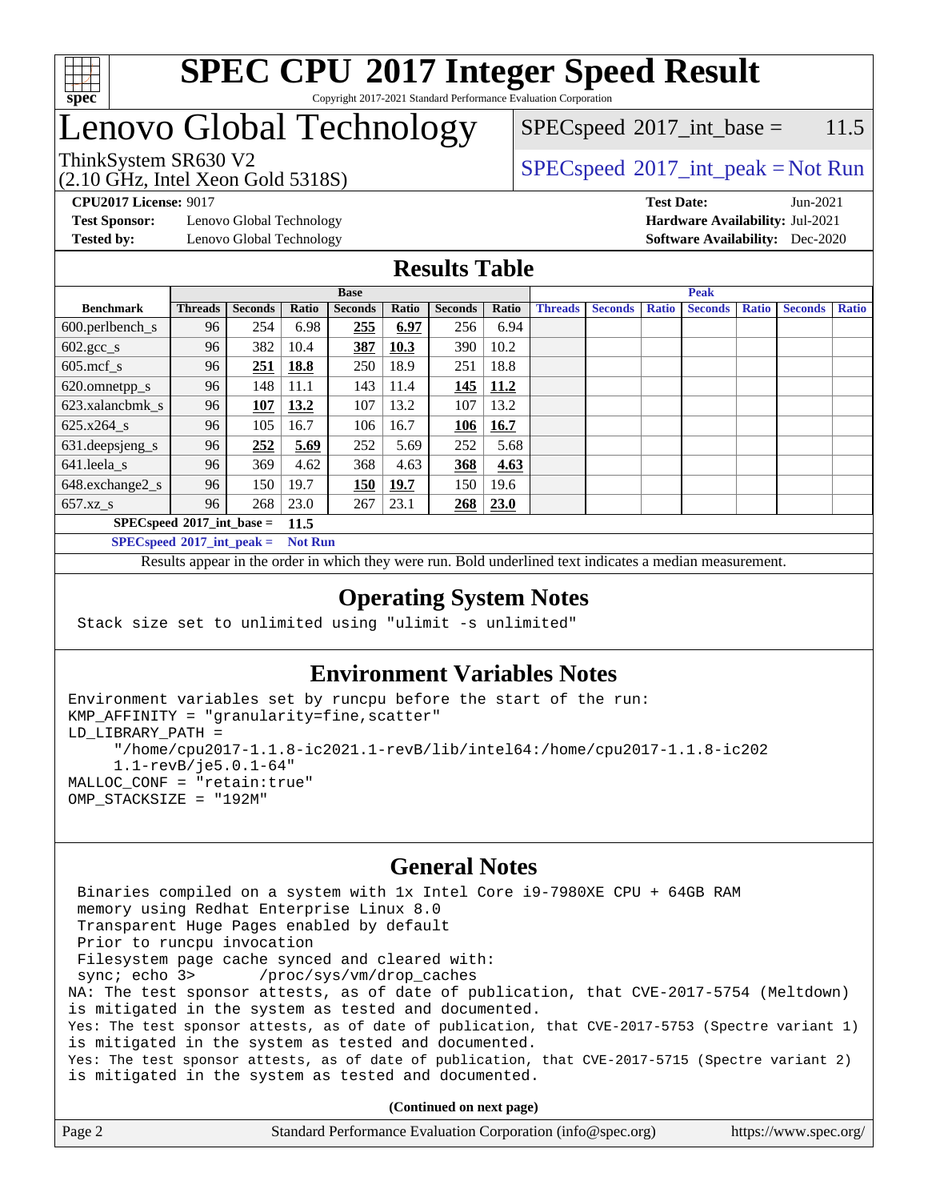# SPEC CPU 2017 Integer Speed Result

Copyright 2017-2021 Standard Performance Evaluation Corporation

# Lenovo Global Technology

ThinkSystem SR630 V2
(2.10 GHz, Intel Xeon Gold 5318S)

SPECspeed 2017_int_base = 11.5

SPECspeed 2017_int_peak = Not Run

**CPU2017 License:** 9017
**Test Sponsor:** Lenovo Global Technology
**Tested by:** Lenovo Global Technology

**Test Date:** Jun-2021
**Hardware Availability:** Jul-2021
**Software Availability:** Dec-2020

## Results Table

| Benchmark | Base | | | | | | | Peak | | | | | | |
|---|---|---|---|---|---|---|---|---|---|---|---|---|---|---|
| | Threads | Seconds | Ratio | Seconds | Ratio | Seconds | Ratio | Threads | Seconds | Ratio | Seconds | Ratio | Seconds | Ratio |
| 600.perlbench_s | 96 | 254 | 6.98 | **255** | **6.97** | 256 | 6.94 | | | | | | | |
| 602.gcc_s | 96 | 382 | 10.4 | **387** | **10.3** | 390 | 10.2 | | | | | | | |
| 605.mcf_s | 96 | **251** | **18.8** | 250 | 18.9 | 251 | 18.8 | | | | | | | |
| 620.omnetpp_s | 96 | 148 | 11.1 | 143 | 11.4 | **145** | **11.2** | | | | | | | |
| 623.xalancbmk_s | 96 | **107** | **13.2** | 107 | 13.2 | 107 | 13.2 | | | | | | | |
| 625.x264_s | 96 | 105 | 16.7 | 106 | 16.7 | **106** | **16.7** | | | | | | | |
| 631.deepsjeng_s | 96 | **252** | **5.69** | 252 | 5.69 | 252 | 5.68 | | | | | | | |
| 641.leela_s | 96 | 369 | 4.62 | 368 | 4.63 | **368** | **4.63** | | | | | | | |
| 648.exchange2_s | 96 | 150 | 19.7 | **150** | **19.7** | 150 | 19.6 | | | | | | | |
| 657.xz_s | 96 | 268 | 23.0 | 267 | 23.1 | **268** | **23.0** | | | | | | | |

**SPECspeed 2017_int_base = 11.5**

**SPECspeed 2017_int_peak = Not Run**

Results appear in the order in which they were run. Bold underlined text indicates a median measurement.

## Operating System Notes

```
Stack size set to unlimited using "ulimit -s unlimited"
```

## Environment Variables Notes

```
Environment variables set by runcpu before the start of the run:
KMP_AFFINITY = "granularity=fine,scatter"
LD_LIBRARY_PATH =
     "/home/cpu2017-1.1.8-ic2021.1-revB/lib/intel64:/home/cpu2017-1.1.8-ic202
     1.1-revB/je5.0.1-64"
MALLOC_CONF = "retain:true"
OMP_STACKSIZE = "192M"
```

## General Notes

```
 Binaries compiled on a system with 1x Intel Core i9-7980XE CPU + 64GB RAM
 memory using Redhat Enterprise Linux 8.0
 Transparent Huge Pages enabled by default
 Prior to runcpu invocation
 Filesystem page cache synced and cleared with:
 sync; echo 3>       /proc/sys/vm/drop_caches
NA: The test sponsor attests, as of date of publication, that CVE-2017-5754 (Meltdown)
is mitigated in the system as tested and documented.
Yes: The test sponsor attests, as of date of publication, that CVE-2017-5753 (Spectre variant 1)
is mitigated in the system as tested and documented.
Yes: The test sponsor attests, as of date of publication, that CVE-2017-5715 (Spectre variant 2)
is mitigated in the system as tested and documented.
```

**(Continued on next page)**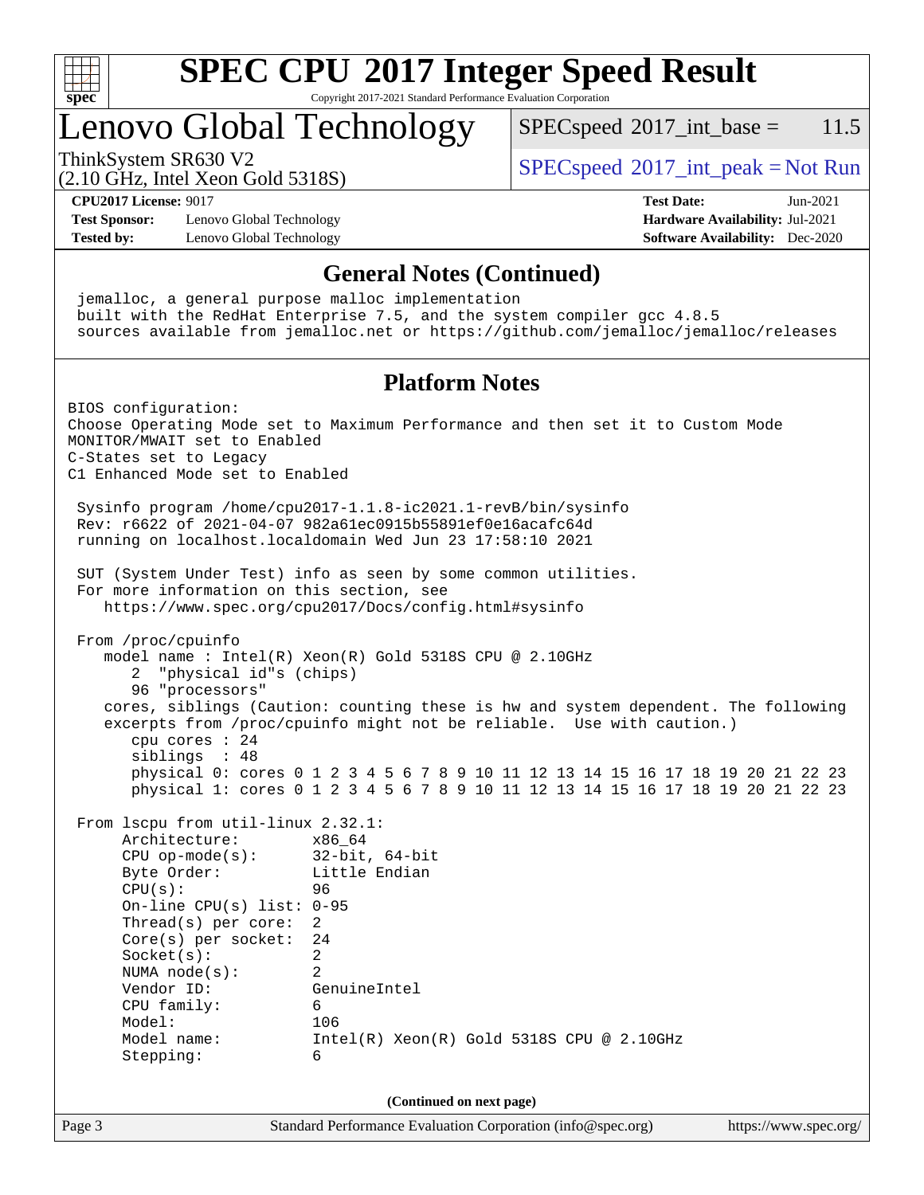# SPEC CPU 2017 Integer Speed Result

Copyright 2017-2021 Standard Performance Evaluation Corporation

# Lenovo Global Technology

ThinkSystem SR630 V2
(2.10 GHz, Intel Xeon Gold 5318S)

SPECspeed 2017_int_base = 11.5

SPECspeed 2017_int_peak = Not Run

**CPU2017 License:** 9017
**Test Sponsor:** Lenovo Global Technology
**Tested by:** Lenovo Global Technology

**Test Date:** Jun-2021
**Hardware Availability:** Jul-2021
**Software Availability:** Dec-2020

## General Notes (Continued)

```
jemalloc, a general purpose malloc implementation
built with the RedHat Enterprise 7.5, and the system compiler gcc 4.8.5
sources available from jemalloc.net or https://github.com/jemalloc/jemalloc/releases
```

## Platform Notes

```
BIOS configuration:
Choose Operating Mode set to Maximum Performance and then set it to Custom Mode
MONITOR/MWAIT set to Enabled
C-States set to Legacy
C1 Enhanced Mode set to Enabled

 Sysinfo program /home/cpu2017-1.1.8-ic2021.1-revB/bin/sysinfo
 Rev: r6622 of 2021-04-07 982a61ec0915b55891ef0e16acafc64d
 running on localhost.localdomain Wed Jun 23 17:58:10 2021

 SUT (System Under Test) info as seen by some common utilities.
 For more information on this section, see
    https://www.spec.org/cpu2017/Docs/config.html#sysinfo

 From /proc/cpuinfo
    model name : Intel(R) Xeon(R) Gold 5318S CPU @ 2.10GHz
       2  "physical id"s (chips)
       96 "processors"
    cores, siblings (Caution: counting these is hw and system dependent. The following
    excerpts from /proc/cpuinfo might not be reliable.  Use with caution.)
       cpu cores : 24
       siblings  : 48
       physical 0: cores 0 1 2 3 4 5 6 7 8 9 10 11 12 13 14 15 16 17 18 19 20 21 22 23
       physical 1: cores 0 1 2 3 4 5 6 7 8 9 10 11 12 13 14 15 16 17 18 19 20 21 22 23

 From lscpu from util-linux 2.32.1:
      Architecture:        x86_64
      CPU op-mode(s):      32-bit, 64-bit
      Byte Order:          Little Endian
      CPU(s):              96
      On-line CPU(s) list: 0-95
      Thread(s) per core:  2
      Core(s) per socket:  24
      Socket(s):           2
      NUMA node(s):        2
      Vendor ID:           GenuineIntel
      CPU family:          6
      Model:               106
      Model name:          Intel(R) Xeon(R) Gold 5318S CPU @ 2.10GHz
      Stepping:            6
```

**(Continued on next page)**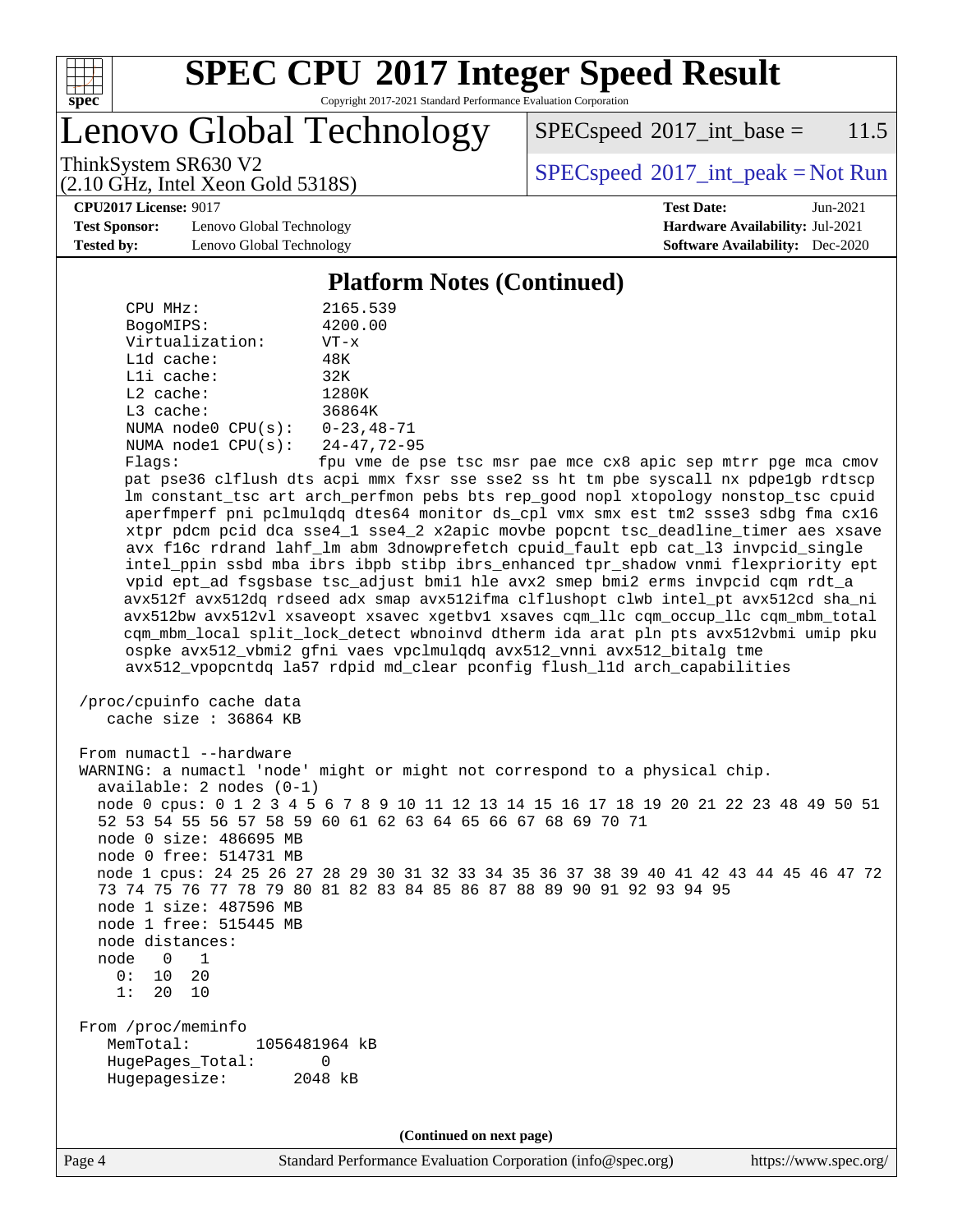## Platform Notes (Continued)

```
   CPU MHz:                2165.539
   BogoMIPS:               4200.00
   Virtualization:         VT-x
   L1d cache:              48K
   L1i cache:              32K
   L2 cache:               1280K
   L3 cache:               36864K
   NUMA node0 CPU(s):      0-23,48-71
   NUMA node1 CPU(s):      24-47,72-95
   Flags:                  fpu vme de pse tsc msr pae mce cx8 apic sep mtrr pge mca cmov
   pat pse36 clflush dts acpi mmx fxsr sse sse2 ss ht tm pbe syscall nx pdpe1gb rdtscp
   lm constant_tsc art arch_perfmon pebs bts rep_good nopl xtopology nonstop_tsc cpuid
   aperfmperf pni pclmulqdq dtes64 monitor ds_cpl vmx smx est tm2 ssse3 sdbg fma cx16
   xtpr pdcm pcid dca sse4_1 sse4_2 x2apic movbe popcnt tsc_deadline_timer aes xsave
   avx f16c rdrand lahf_lm abm 3dnowprefetch cpuid_fault epb cat_l3 invpcid_single
   intel_ppin ssbd mba ibrs ibpb stibp ibrs_enhanced tpr_shadow vnmi flexpriority ept
   vpid ept_ad fsgsbase tsc_adjust bmi1 hle avx2 smep bmi2 erms invpcid cqm rdt_a
   avx512f avx512dq rdseed adx smap avx512ifma clflushopt clwb intel_pt avx512cd sha_ni
   avx512bw avx512vl xsaveopt xsavec xgetbv1 xsaves cqm_llc cqm_occup_llc cqm_mbm_total
   cqm_mbm_local split_lock_detect wbnoinvd dtherm ida arat pln pts avx512vbmi umip pku
   ospke avx512_vbmi2 gfni vaes vpclmulqdq avx512_vnni avx512_bitalg tme
   avx512_vpopcntdq la57 rdpid md_clear pconfig flush_l1d arch_capabilities

 /proc/cpuinfo cache data
    cache size : 36864 KB

 From numactl --hardware
 WARNING: a numactl 'node' might or might not correspond to a physical chip.
   available: 2 nodes (0-1)
   node 0 cpus: 0 1 2 3 4 5 6 7 8 9 10 11 12 13 14 15 16 17 18 19 20 21 22 23 48 49 50 51
   52 53 54 55 56 57 58 59 60 61 62 63 64 65 66 67 68 69 70 71
   node 0 size: 486695 MB
   node 0 free: 514731 MB
   node 1 cpus: 24 25 26 27 28 29 30 31 32 33 34 35 36 37 38 39 40 41 42 43 44 45 46 47 72
   73 74 75 76 77 78 79 80 81 82 83 84 85 86 87 88 89 90 91 92 93 94 95
   node 1 size: 487596 MB
   node 1 free: 515445 MB
   node distances:
   node   0   1
     0:  10  20
     1:  20  10

 From /proc/meminfo
    MemTotal:       1056481964 kB
    HugePages_Total:       0
    Hugepagesize:       2048 kB
```

(Continued on next page)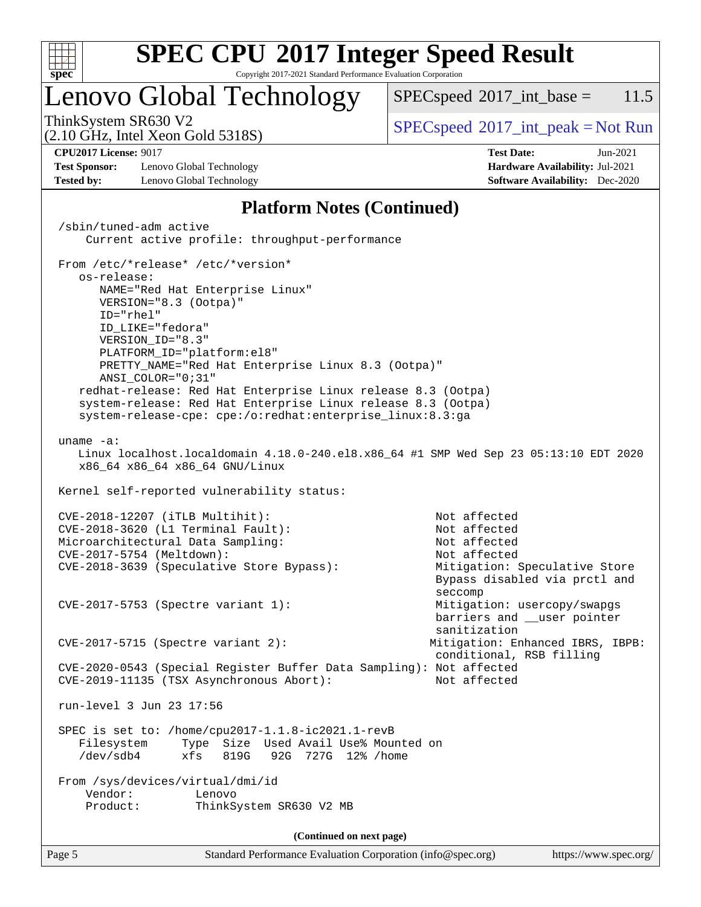# SPEC CPU 2017 Integer Speed Result

Copyright 2017-2021 Standard Performance Evaluation Corporation

## Lenovo Global Technology

ThinkSystem SR630 V2
(2.10 GHz, Intel Xeon Gold 5318S)

SPECspeed 2017_int_base = 11.5

SPECspeed 2017_int_peak = Not Run

**CPU2017 License:** 9017
**Test Sponsor:** Lenovo Global Technology
**Tested by:** Lenovo Global Technology

**Test Date:** Jun-2021
**Hardware Availability:** Jul-2021
**Software Availability:** Dec-2020

### Platform Notes (Continued)

```
/sbin/tuned-adm active
    Current active profile: throughput-performance

From /etc/*release* /etc/*version*
   os-release:
      NAME="Red Hat Enterprise Linux"
      VERSION="8.3 (Ootpa)"
      ID="rhel"
      ID_LIKE="fedora"
      VERSION_ID="8.3"
      PLATFORM_ID="platform:el8"
      PRETTY_NAME="Red Hat Enterprise Linux 8.3 (Ootpa)"
      ANSI_COLOR="0;31"
   redhat-release: Red Hat Enterprise Linux release 8.3 (Ootpa)
   system-release: Red Hat Enterprise Linux release 8.3 (Ootpa)
   system-release-cpe: cpe:/o:redhat:enterprise_linux:8.3:ga

uname -a:
   Linux localhost.localdomain 4.18.0-240.el8.x86_64 #1 SMP Wed Sep 23 05:13:10 EDT 2020
   x86_64 x86_64 x86_64 GNU/Linux

Kernel self-reported vulnerability status:

CVE-2018-12207 (iTLB Multihit):                          Not affected
CVE-2018-3620 (L1 Terminal Fault):                       Not affected
Microarchitectural Data Sampling:                        Not affected
CVE-2017-5754 (Meltdown):                                Not affected
CVE-2018-3639 (Speculative Store Bypass):                Mitigation: Speculative Store
                                                         Bypass disabled via prctl and
                                                         seccomp
CVE-2017-5753 (Spectre variant 1):                       Mitigation: usercopy/swapgs
                                                         barriers and __user pointer
                                                         sanitization
CVE-2017-5715 (Spectre variant 2):                      Mitigation: Enhanced IBRS, IBPB:
                                                         conditional, RSB filling
CVE-2020-0543 (Special Register Buffer Data Sampling): Not affected
CVE-2019-11135 (TSX Asynchronous Abort):                 Not affected

run-level 3 Jun 23 17:56

SPEC is set to: /home/cpu2017-1.1.8-ic2021.1-revB
   Filesystem     Type  Size  Used Avail Use% Mounted on
   /dev/sdb4      xfs   819G   92G  727G  12% /home

From /sys/devices/virtual/dmi/id
    Vendor:         Lenovo
    Product:        ThinkSystem SR630 V2 MB
```

**(Continued on next page)**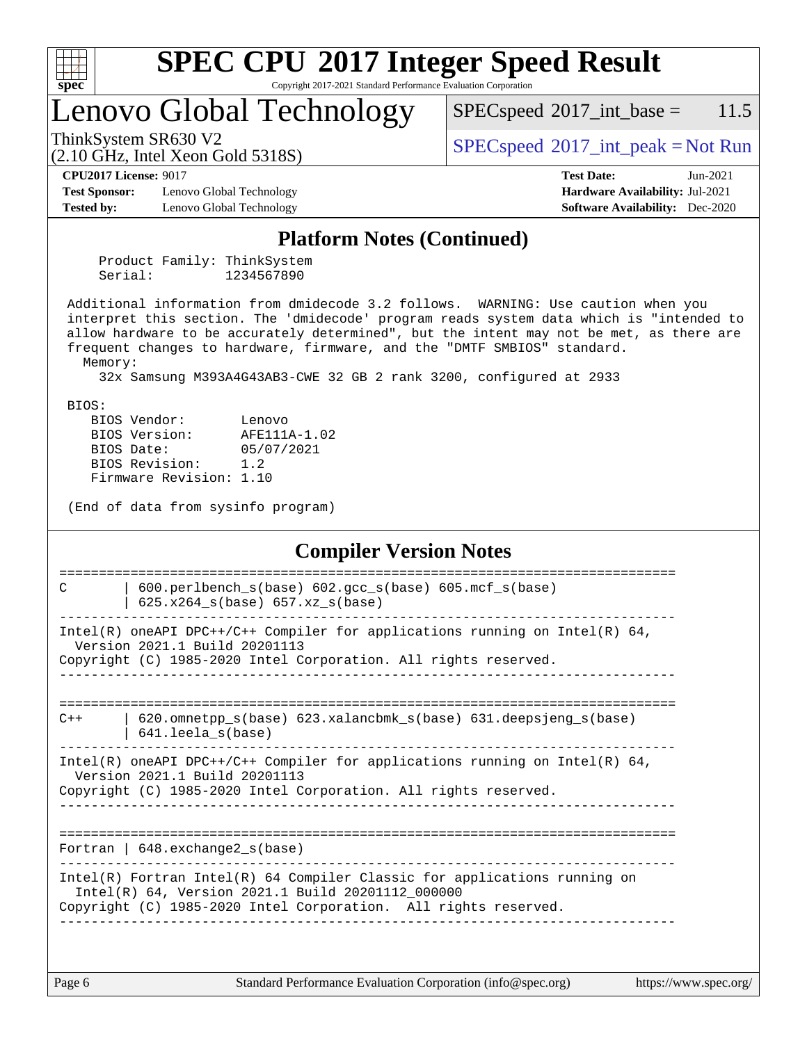## Platform Notes (Continued)

```
     Product Family: ThinkSystem
     Serial:         1234567890

 Additional information from dmidecode 3.2 follows.  WARNING: Use caution when you
 interpret this section. The 'dmidecode' program reads system data which is "intended to
 allow hardware to be accurately determined", but the intent may not be met, as there are
 frequent changes to hardware, firmware, and the "DMTF SMBIOS" standard.
   Memory:
     32x Samsung M393A4G43AB3-CWE 32 GB 2 rank 3200, configured at 2933

 BIOS:
    BIOS Vendor:       Lenovo
    BIOS Version:      AFE111A-1.02
    BIOS Date:         05/07/2021
    BIOS Revision:     1.2
    Firmware Revision: 1.10

 (End of data from sysinfo program)
```

## Compiler Version Notes

```
==============================================================================
C       | 600.perlbench_s(base) 602.gcc_s(base) 605.mcf_s(base)
        | 625.x264_s(base) 657.xz_s(base)
------------------------------------------------------------------------------
Intel(R) oneAPI DPC++/C++ Compiler for applications running on Intel(R) 64,
  Version 2021.1 Build 20201113
Copyright (C) 1985-2020 Intel Corporation. All rights reserved.
------------------------------------------------------------------------------

==============================================================================
C++     | 620.omnetpp_s(base) 623.xalancbmk_s(base) 631.deepsjeng_s(base)
        | 641.leela_s(base)
------------------------------------------------------------------------------
Intel(R) oneAPI DPC++/C++ Compiler for applications running on Intel(R) 64,
  Version 2021.1 Build 20201113
Copyright (C) 1985-2020 Intel Corporation. All rights reserved.
------------------------------------------------------------------------------

==============================================================================
Fortran | 648.exchange2_s(base)
------------------------------------------------------------------------------
Intel(R) Fortran Intel(R) 64 Compiler Classic for applications running on
  Intel(R) 64, Version 2021.1 Build 20201112_000000
Copyright (C) 1985-2020 Intel Corporation.  All rights reserved.
------------------------------------------------------------------------------
```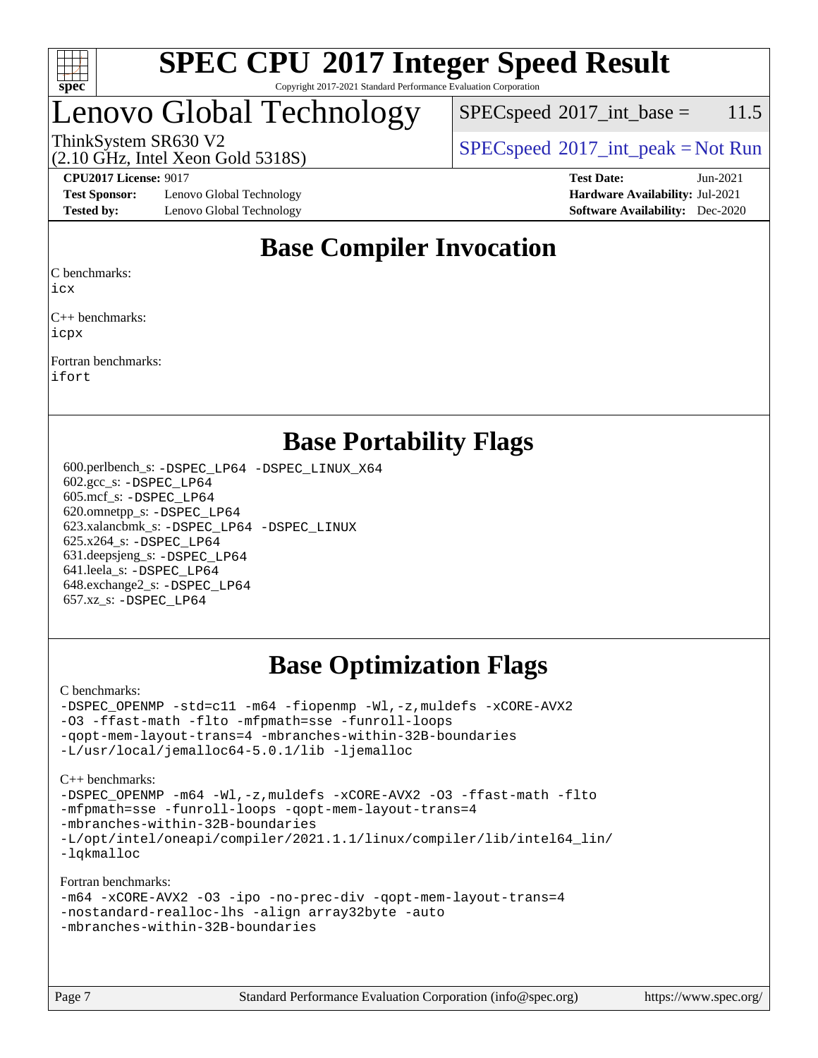# SPEC CPU 2017 Integer Speed Result

Copyright 2017-2021 Standard Performance Evaluation Corporation

# Lenovo Global Technology

ThinkSystem SR630 V2
(2.10 GHz, Intel Xeon Gold 5318S)

SPECspeed 2017_int_base = 11.5

SPECspeed 2017_int_peak = Not Run

**CPU2017 License:** 9017
**Test Sponsor:** Lenovo Global Technology
**Tested by:** Lenovo Global Technology

**Test Date:** Jun-2021
**Hardware Availability:** Jul-2021
**Software Availability:** Dec-2020

## Base Compiler Invocation

C benchmarks:
`icx`

C++ benchmarks:
`icpx`

Fortran benchmarks:
`ifort`

## Base Portability Flags

600.perlbench_s: `-DSPEC_LP64 -DSPEC_LINUX_X64`
602.gcc_s: `-DSPEC_LP64`
605.mcf_s: `-DSPEC_LP64`
620.omnetpp_s: `-DSPEC_LP64`
623.xalancbmk_s: `-DSPEC_LP64 -DSPEC_LINUX`
625.x264_s: `-DSPEC_LP64`
631.deepsjeng_s: `-DSPEC_LP64`
641.leela_s: `-DSPEC_LP64`
648.exchange2_s: `-DSPEC_LP64`
657.xz_s: `-DSPEC_LP64`

## Base Optimization Flags

C benchmarks:

```
-DSPEC_OPENMP -std=c11 -m64 -fiopenmp -Wl,-z,muldefs -xCORE-AVX2
-O3 -ffast-math -flto -mfpmath=sse -funroll-loops
-qopt-mem-layout-trans=4 -mbranches-within-32B-boundaries
-L/usr/local/jemalloc64-5.0.1/lib -ljemalloc
```

C++ benchmarks:

```
-DSPEC_OPENMP -m64 -Wl,-z,muldefs -xCORE-AVX2 -O3 -ffast-math -flto
-mfpmath=sse -funroll-loops -qopt-mem-layout-trans=4
-mbranches-within-32B-boundaries
-L/opt/intel/oneapi/compiler/2021.1.1/linux/compiler/lib/intel64_lin/
-lqkmalloc
```

Fortran benchmarks:

```
-m64 -xCORE-AVX2 -O3 -ipo -no-prec-div -qopt-mem-layout-trans=4
-nostandard-realloc-lhs -align array32byte -auto
-mbranches-within-32B-boundaries
```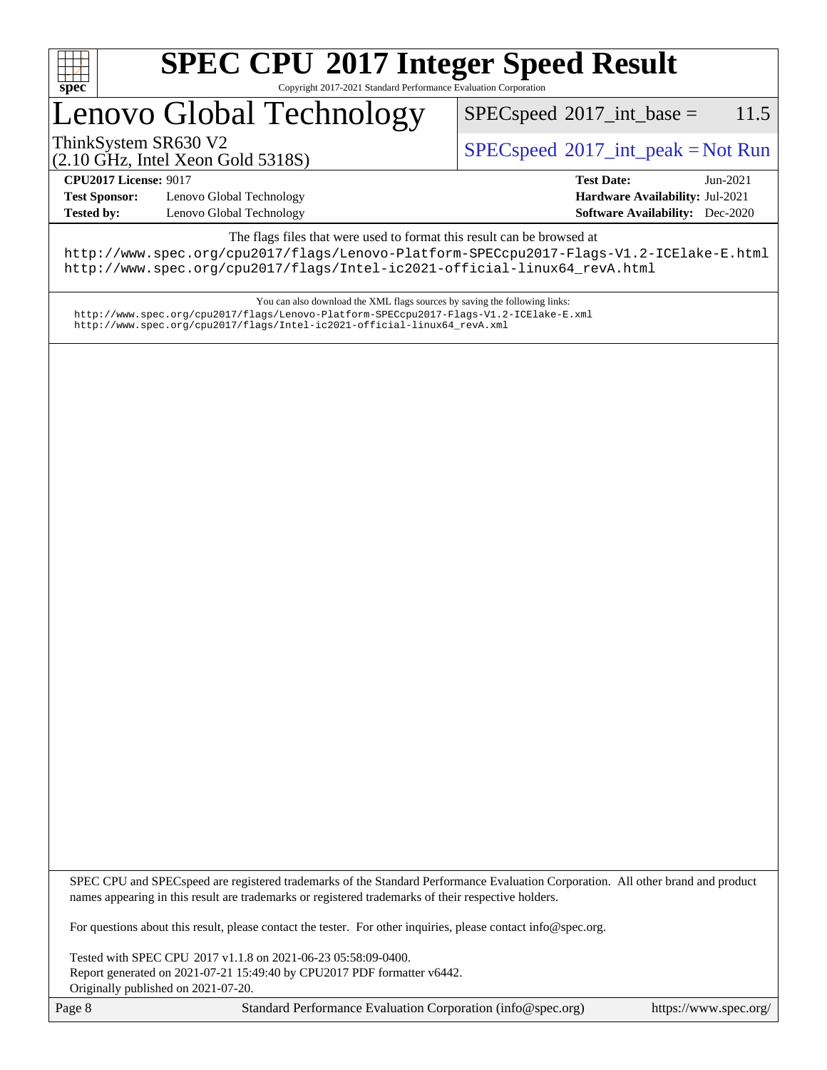The flags files that were used to format this result can be browsed at

http://www.spec.org/cpu2017/flags/Lenovo-Platform-SPECcpu2017-Flags-V1.2-ICElake-E.html
http://www.spec.org/cpu2017/flags/Intel-ic2021-official-linux64_revA.html

You can also download the XML flags sources by saving the following links:

http://www.spec.org/cpu2017/flags/Lenovo-Platform-SPECcpu2017-Flags-V1.2-ICElake-E.xml
http://www.spec.org/cpu2017/flags/Intel-ic2021-official-linux64_revA.xml

SPEC CPU and SPECspeed are registered trademarks of the Standard Performance Evaluation Corporation. All other brand and product names appearing in this result are trademarks or registered trademarks of their respective holders.

For questions about this result, please contact the tester. For other inquiries, please contact info@spec.org.

Tested with SPEC CPU 2017 v1.1.8 on 2021-06-23 05:58:09-0400.
Report generated on 2021-07-21 15:49:40 by CPU2017 PDF formatter v6442.
Originally published on 2021-07-20.